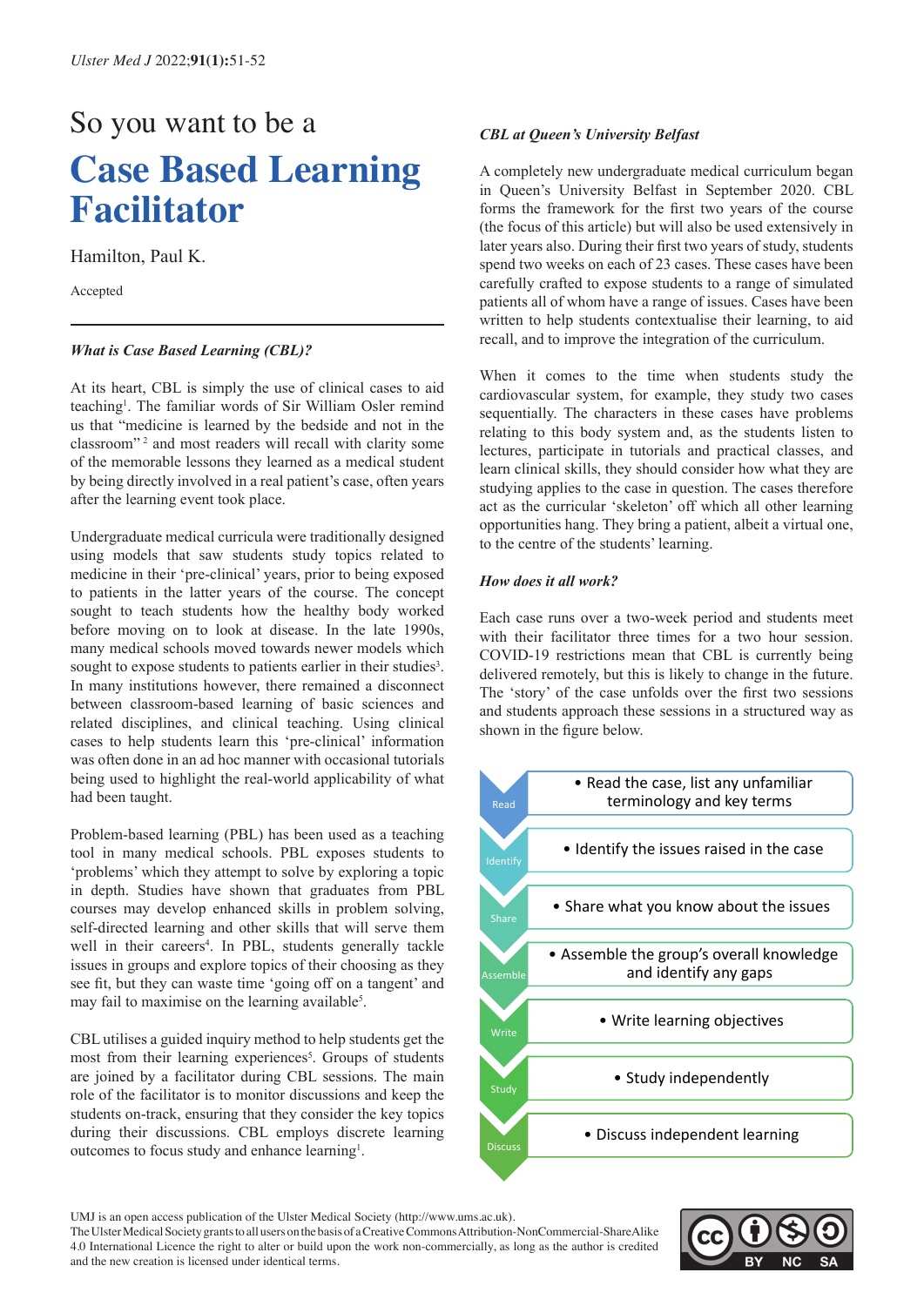So you want to be a

# Case Based Learning Facilitator

Hamilton, Paul K.

Accepted

### *What is Case Based Learning (CBL)?*

At its heart, CBL is simply the use of clinical cases to aid teaching[1]. The familiar words of Sir William Osler remind us that "medicine is learned by the bedside and not in the classroom"[2] and most readers will recall with clarity some of the memorable lessons they learned as a medical student by being directly involved in a real patient's case, often years after the learning event took place.

Undergraduate medical curricula were traditionally designed using models that saw students study topics related to medicine in their 'pre-clinical' years, prior to being exposed to patients in the latter years of the course. The concept sought to teach students how the healthy body worked before moving on to look at disease. In the late 1990s, many medical schools moved towards newer models which sought to expose students to patients earlier in their studies[3]. In many institutions however, there remained a disconnect between classroom-based learning of basic sciences and related disciplines, and clinical teaching. Using clinical cases to help students learn this 'pre-clinical' information was often done in an ad hoc manner with occasional tutorials being used to highlight the real-world applicability of what had been taught.

Problem-based learning (PBL) has been used as a teaching tool in many medical schools. PBL exposes students to 'problems' which they attempt to solve by exploring a topic in depth. Studies have shown that graduates from PBL courses may develop enhanced skills in problem solving, self-directed learning and other skills that will serve them well in their careers[4]. In PBL, students generally tackle issues in groups and explore topics of their choosing as they see fit, but they can waste time 'going off on a tangent' and may fail to maximise on the learning available[5].

CBL utilises a guided inquiry method to help students get the most from their learning experiences[5]. Groups of students are joined by a facilitator during CBL sessions. The main role of the facilitator is to monitor discussions and keep the students on-track, ensuring that they consider the key topics during their discussions. CBL employs discrete learning outcomes to focus study and enhance learning[1].

### *CBL at Queen's University Belfast*

A completely new undergraduate medical curriculum began in Queen's University Belfast in September 2020. CBL forms the framework for the first two years of the course (the focus of this article) but will also be used extensively in later years also. During their first two years of study, students spend two weeks on each of 23 cases. These cases have been carefully crafted to expose students to a range of simulated patients all of whom have a range of issues. Cases have been written to help students contextualise their learning, to aid recall, and to improve the integration of the curriculum.

When it comes to the time when students study the cardiovascular system, for example, they study two cases sequentially. The characters in these cases have problems relating to this body system and, as the students listen to lectures, participate in tutorials and practical classes, and learn clinical skills, they should consider how what they are studying applies to the case in question. The cases therefore act as the curricular 'skeleton' off which all other learning opportunities hang. They bring a patient, albeit a virtual one, to the centre of the students' learning.

### *How does it all work?*

Each case runs over a two-week period and students meet with their facilitator three times for a two hour session. COVID-19 restrictions mean that CBL is currently being delivered remotely, but this is likely to change in the future. The 'story' of the case unfolds over the first two sessions and students approach these sessions in a structured way as shown in the figure below.

| Step | Activity |
|---|---|
| Read | Read the case, list any unfamiliar terminology and key terms |
| Identify | Identify the issues raised in the case |
| Share | Share what you know about the issues |
| Assemble | Assemble the group's overall knowledge and identify any gaps |
| Write | Write learning objectives |
| Study | Study independently |
| Discuss | Discuss independent learning |

UMJ is an open access publication of the Ulster Medical Society (http://www.ums.ac.uk).
The Ulster Medical Society grants to all users on the basis of a Creative Commons Attribution-NonCommercial-ShareAlike 4.0 International Licence the right to alter or build upon the work non-commercially, as long as the author is credited and the new creation is licensed under identical terms.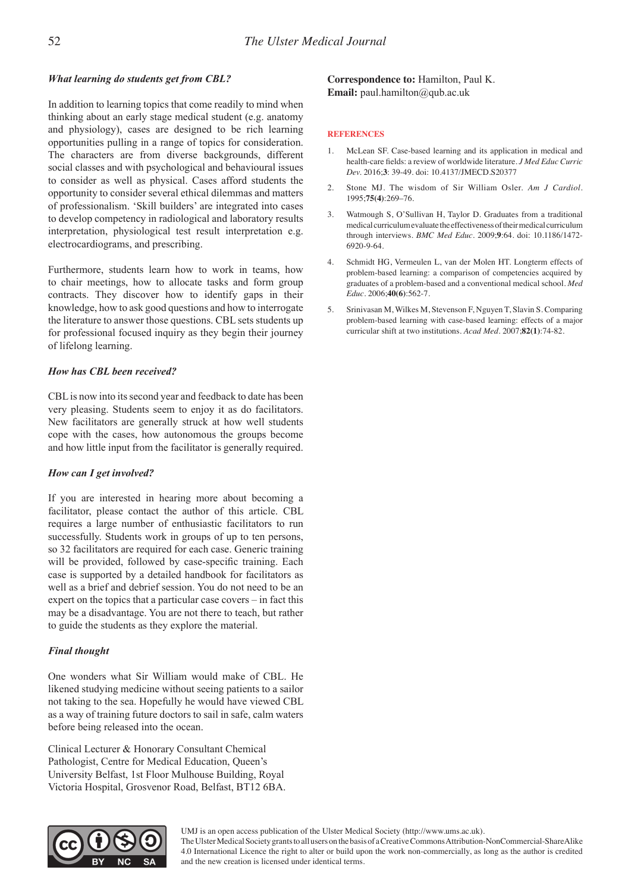### *What learning do students get from CBL?*

In addition to learning topics that come readily to mind when thinking about an early stage medical student (e.g. anatomy and physiology), cases are designed to be rich learning opportunities pulling in a range of topics for consideration. The characters are from diverse backgrounds, different social classes and with psychological and behavioural issues to consider as well as physical. Cases afford students the opportunity to consider several ethical dilemmas and matters of professionalism. 'Skill builders' are integrated into cases to develop competency in radiological and laboratory results interpretation, physiological test result interpretation e.g. electrocardiograms, and prescribing.

Furthermore, students learn how to work in teams, how to chair meetings, how to allocate tasks and form group contracts. They discover how to identify gaps in their knowledge, how to ask good questions and how to interrogate the literature to answer those questions. CBL sets students up for professional focused inquiry as they begin their journey of lifelong learning.

### *How has CBL been received?*

CBL is now into its second year and feedback to date has been very pleasing. Students seem to enjoy it as do facilitators. New facilitators are generally struck at how well students cope with the cases, how autonomous the groups become and how little input from the facilitator is generally required.

### *How can I get involved?*

If you are interested in hearing more about becoming a facilitator, please contact the author of this article. CBL requires a large number of enthusiastic facilitators to run successfully. Students work in groups of up to ten persons, so 32 facilitators are required for each case. Generic training will be provided, followed by case-specific training. Each case is supported by a detailed handbook for facilitators as well as a brief and debrief session. You do not need to be an expert on the topics that a particular case covers – in fact this may be a disadvantage. You are not there to teach, but rather to guide the students as they explore the material.

### *Final thought*

One wonders what Sir William would make of CBL. He likened studying medicine without seeing patients to a sailor not taking to the sea. Hopefully he would have viewed CBL as a way of training future doctors to sail in safe, calm waters before being released into the ocean.

Clinical Lecturer & Honorary Consultant Chemical Pathologist, Centre for Medical Education, Queen's University Belfast, 1st Floor Mulhouse Building, Royal Victoria Hospital, Grosvenor Road, Belfast, BT12 6BA.

**Correspondence to:** Hamilton, Paul K.
**Email:** paul.hamilton@qub.ac.uk

## REFERENCES

1. McLean SF. Case-based learning and its application in medical and health-care fields: a review of worldwide literature. *J Med Educ Curric Dev*. 2016;**3**: 39-49. doi: 10.4137/JMECD.S20377
2. Stone MJ. The wisdom of Sir William Osler. *Am J Cardiol*. 1995;**75(4)**:269–76.
3. Watmough S, O'Sullivan H, Taylor D. Graduates from a traditional medical curriculum evaluate the effectiveness of their medical curriculum through interviews. *BMC Med Educ*. 2009;**9**:64. doi: 10.1186/1472-6920-9-64.
4. Schmidt HG, Vermeulen L, van der Molen HT. Longterm effects of problem-based learning: a comparison of competencies acquired by graduates of a problem-based and a conventional medical school. *Med Educ*. 2006;**40(6)**:562-7.
5. Srinivasan M, Wilkes M, Stevenson F, Nguyen T, Slavin S. Comparing problem-based learning with case-based learning: effects of a major curricular shift at two institutions. *Acad Med*. 2007;**82(1)**:74-82.

UMJ is an open access publication of the Ulster Medical Society (http://www.ums.ac.uk).
The Ulster Medical Society grants to all users on the basis of a Creative Commons Attribution-NonCommercial-ShareAlike 4.0 International Licence the right to alter or build upon the work non-commercially, as long as the author is credited and the new creation is licensed under identical terms.